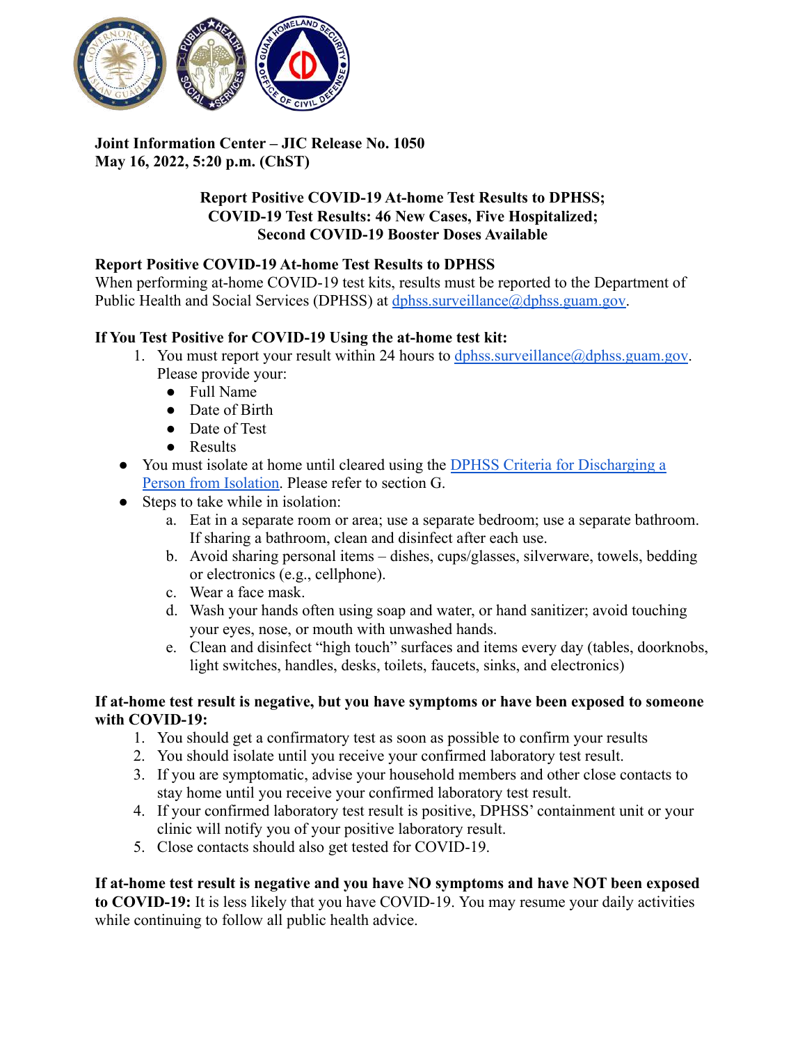**Joint Information Center – JIC Release No. 1050**
**May 16, 2022, 5:20 p.m. (ChST)**

## Report Positive COVID-19 At-home Test Results to DPHSS; COVID-19 Test Results: 46 New Cases, Five Hospitalized; Second COVID-19 Booster Doses Available

### Report Positive COVID-19 At-home Test Results to DPHSS

When performing at-home COVID-19 test kits, results must be reported to the Department of Public Health and Social Services (DPHSS) at dphss.surveillance@dphss.guam.gov.

### If You Test Positive for COVID-19 Using the at-home test kit:

1. You must report your result within 24 hours to dphss.surveillance@dphss.guam.gov. Please provide your:
   - Full Name
   - Date of Birth
   - Date of Test
   - Results

- You must isolate at home until cleared using the DPHSS Criteria for Discharging a Person from Isolation. Please refer to section G.
- Steps to take while in isolation:
  a. Eat in a separate room or area; use a separate bedroom; use a separate bathroom. If sharing a bathroom, clean and disinfect after each use.
  b. Avoid sharing personal items – dishes, cups/glasses, silverware, towels, bedding or electronics (e.g., cellphone).
  c. Wear a face mask.
  d. Wash your hands often using soap and water, or hand sanitizer; avoid touching your eyes, nose, or mouth with unwashed hands.
  e. Clean and disinfect "high touch" surfaces and items every day (tables, doorknobs, light switches, handles, desks, toilets, faucets, sinks, and electronics)

### If at-home test result is negative, but you have symptoms or have been exposed to someone with COVID-19:

1. You should get a confirmatory test as soon as possible to confirm your results
2. You should isolate until you receive your confirmed laboratory test result.
3. If you are symptomatic, advise your household members and other close contacts to stay home until you receive your confirmed laboratory test result.
4. If your confirmed laboratory test result is positive, DPHSS' containment unit or your clinic will notify you of your positive laboratory result.
5. Close contacts should also get tested for COVID-19.

**If at-home test result is negative and you have NO symptoms and have NOT been exposed to COVID-19:** It is less likely that you have COVID-19. You may resume your daily activities while continuing to follow all public health advice.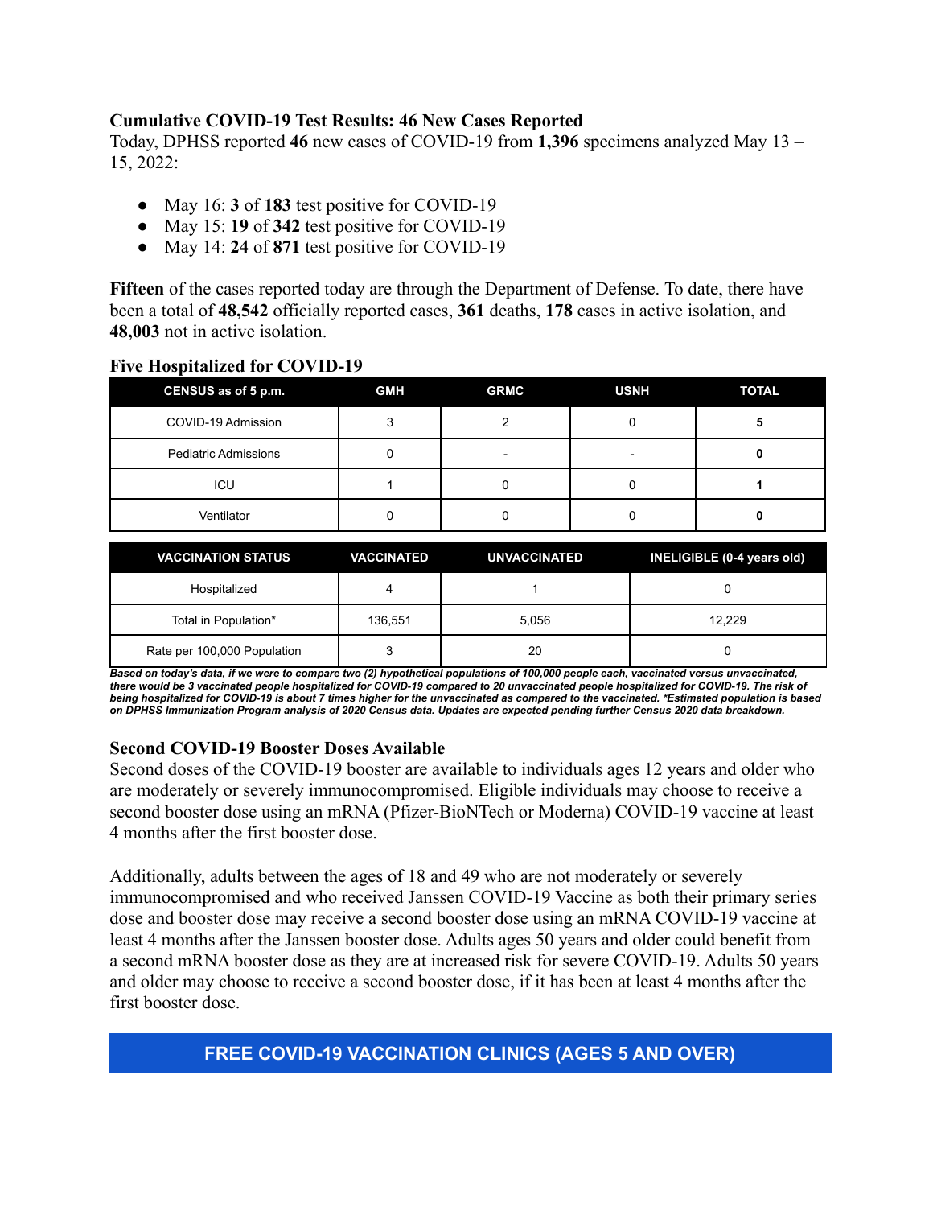### Cumulative COVID-19 Test Results: 46 New Cases Reported

Today, DPHSS reported **46** new cases of COVID-19 from **1,396** specimens analyzed May 13 – 15, 2022:

- May 16: **3** of **183** test positive for COVID-19
- May 15: **19** of **342** test positive for COVID-19
- May 14: **24** of **871** test positive for COVID-19

**Fifteen** of the cases reported today are through the Department of Defense. To date, there have been a total of **48,542** officially reported cases, **361** deaths, **178** cases in active isolation, and **48,003** not in active isolation.

### Five Hospitalized for COVID-19

| CENSUS as of 5 p.m. | GMH | GRMC | USNH | TOTAL |
|---|---|---|---|---|
| COVID-19 Admission | 3 | 2 | 0 | **5** |
| Pediatric Admissions | 0 | - | - | **0** |
| ICU | 1 | 0 | 0 | **1** |
| Ventilator | 0 | 0 | 0 | **0** |

| VACCINATION STATUS | VACCINATED | UNVACCINATED | INELIGIBLE (0-4 years old) |
|---|---|---|---|
| Hospitalized | 4 | 1 | 0 |
| Total in Population* | 136,551 | 5,056 | 12,229 |
| Rate per 100,000 Population | 3 | 20 | 0 |

***Based on today's data, if we were to compare two (2) hypothetical populations of 100,000 people each, vaccinated versus unvaccinated, there would be 3 vaccinated people hospitalized for COVID-19 compared to 20 unvaccinated people hospitalized for COVID-19. The risk of being hospitalized for COVID-19 is about 7 times higher for the unvaccinated as compared to the vaccinated. *Estimated population is based on DPHSS Immunization Program analysis of 2020 Census data. Updates are expected pending further Census 2020 data breakdown.***

### Second COVID-19 Booster Doses Available

Second doses of the COVID-19 booster are available to individuals ages 12 years and older who are moderately or severely immunocompromised. Eligible individuals may choose to receive a second booster dose using an mRNA (Pfizer-BioNTech or Moderna) COVID-19 vaccine at least 4 months after the first booster dose.

Additionally, adults between the ages of 18 and 49 who are not moderately or severely immunocompromised and who received Janssen COVID-19 Vaccine as both their primary series dose and booster dose may receive a second booster dose using an mRNA COVID-19 vaccine at least 4 months after the Janssen booster dose. Adults ages 50 years and older could benefit from a second mRNA booster dose as they are at increased risk for severe COVID-19. Adults 50 years and older may choose to receive a second booster dose, if it has been at least 4 months after the first booster dose.

## FREE COVID-19 VACCINATION CLINICS (AGES 5 AND OVER)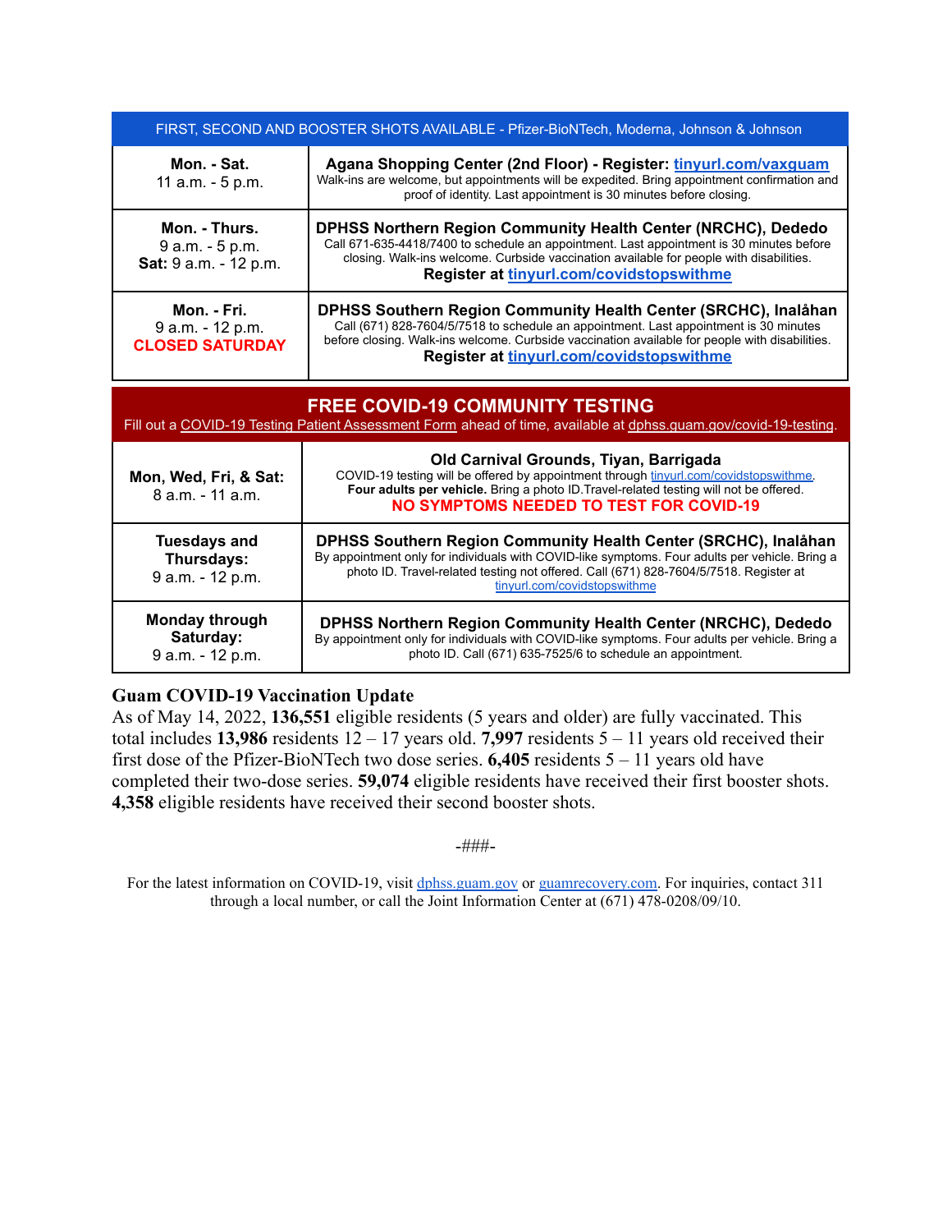| FIRST, SECOND AND BOOSTER SHOTS AVAILABLE - Pfizer-BioNTech, Moderna, Johnson & Johnson | |
|---|---|
| **Mon. - Sat.** 11 a.m. - 5 p.m. | **Agana Shopping Center (2nd Floor) - Register: tinyurl.com/vaxguam** Walk-ins are welcome, but appointments will be expedited. Bring appointment confirmation and proof of identity. Last appointment is 30 minutes before closing. |
| **Mon. - Thurs.** 9 a.m. - 5 p.m. **Sat:** 9 a.m. - 12 p.m. | **DPHSS Northern Region Community Health Center (NRCHC), Dededo** Call 671-635-4418/7400 to schedule an appointment. Last appointment is 30 minutes before closing. Walk-ins welcome. Curbside vaccination available for people with disabilities. **Register at tinyurl.com/covidstopswithme** |
| **Mon. - Fri.** 9 a.m. - 12 p.m. **CLOSED SATURDAY** | **DPHSS Southern Region Community Health Center (SRCHC), Inalåhan** Call (671) 828-7604/5/7518 to schedule an appointment. Last appointment is 30 minutes before closing. Walk-ins welcome. Curbside vaccination available for people with disabilities. **Register at tinyurl.com/covidstopswithme** |

| **FREE COVID-19 COMMUNITY TESTING** Fill out a COVID-19 Testing Patient Assessment Form ahead of time, available at dphss.guam.gov/covid-19-testing. | |
|---|---|
| **Mon, Wed, Fri, & Sat:** 8 a.m. - 11 a.m. | **Old Carnival Grounds, Tiyan, Barrigada** COVID-19 testing will be offered by appointment through tinyurl.com/covidstopswithme. **Four adults per vehicle.** Bring a photo ID.Travel-related testing will not be offered. **NO SYMPTOMS NEEDED TO TEST FOR COVID-19** |
| **Tuesdays and Thursdays:** 9 a.m. - 12 p.m. | **DPHSS Southern Region Community Health Center (SRCHC), Inalåhan** By appointment only for individuals with COVID-like symptoms. Four adults per vehicle. Bring a photo ID. Travel-related testing not offered. Call (671) 828-7604/5/7518. Register at tinyurl.com/covidstopswithme |
| **Monday through Saturday:** 9 a.m. - 12 p.m. | **DPHSS Northern Region Community Health Center (NRCHC), Dededo** By appointment only for individuals with COVID-like symptoms. Four adults per vehicle. Bring a photo ID. Call (671) 635-7525/6 to schedule an appointment. |

**Guam COVID-19 Vaccination Update**

As of May 14, 2022, **136,551** eligible residents (5 years and older) are fully vaccinated. This total includes **13,986** residents 12 – 17 years old. **7,997** residents 5 – 11 years old received their first dose of the Pfizer-BioNTech two dose series. **6,405** residents 5 – 11 years old have completed their two-dose series. **59,074** eligible residents have received their first booster shots. **4,358** eligible residents have received their second booster shots.

-###-

For the latest information on COVID-19, visit dphss.guam.gov or guamrecovery.com. For inquiries, contact 311 through a local number, or call the Joint Information Center at (671) 478-0208/09/10.